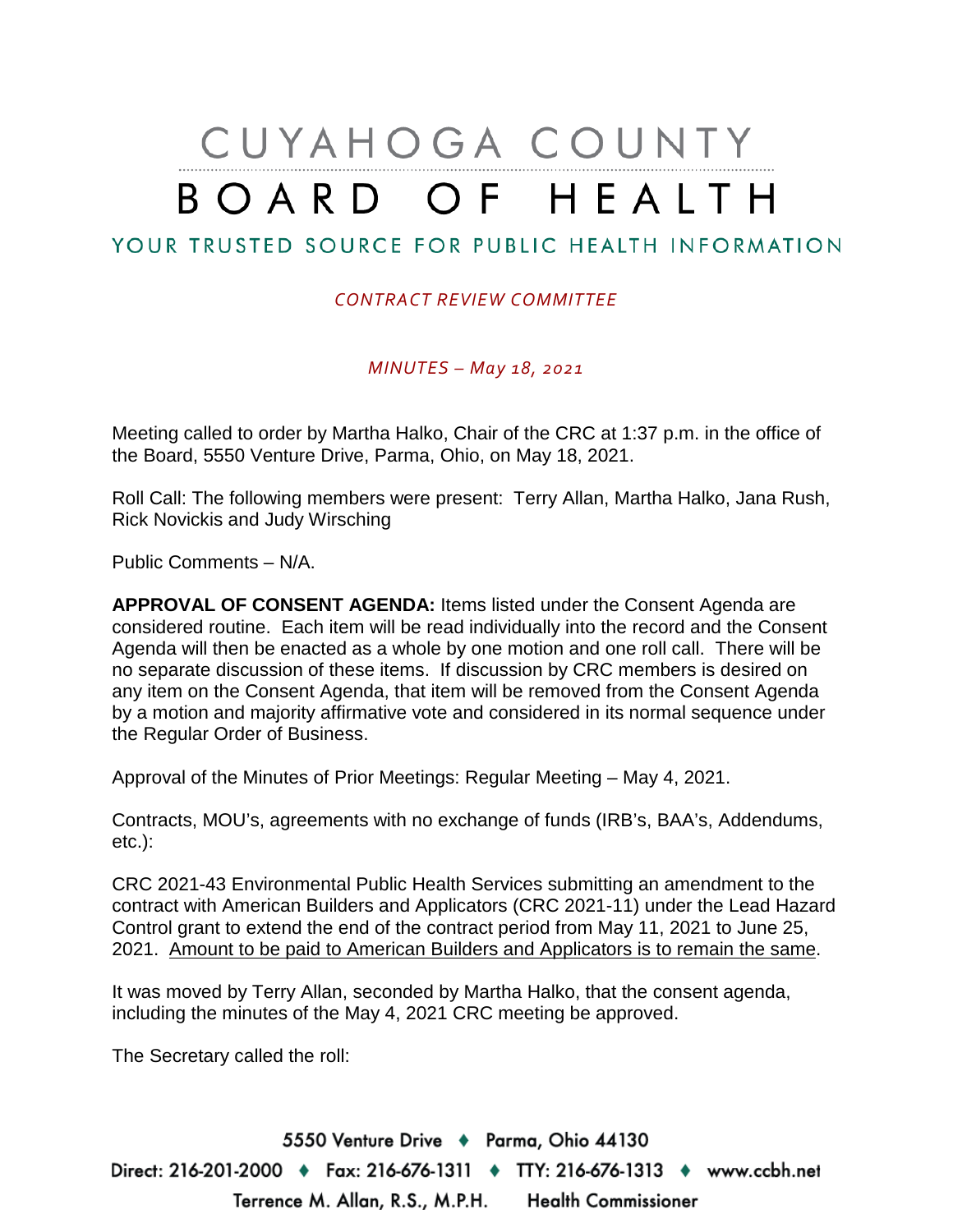# CUYAHOGA COUNTY BOARD OF HEALTH

## YOUR TRUSTED SOURCE FOR PUBLIC HEALTH INFORMATION

*CONTRACT REVIEW COMMITTEE*

*MINUTES – May 18, 2021*

Meeting called to order by Martha Halko, Chair of the CRC at 1:37 p.m. in the office of the Board, 5550 Venture Drive, Parma, Ohio, on May 18, 2021.

Roll Call: The following members were present: Terry Allan, Martha Halko, Jana Rush, Rick Novickis and Judy Wirsching

Public Comments – N/A.

**APPROVAL OF CONSENT AGENDA:** Items listed under the Consent Agenda are considered routine. Each item will be read individually into the record and the Consent Agenda will then be enacted as a whole by one motion and one roll call. There will be no separate discussion of these items. If discussion by CRC members is desired on any item on the Consent Agenda, that item will be removed from the Consent Agenda by a motion and majority affirmative vote and considered in its normal sequence under the Regular Order of Business.

Approval of the Minutes of Prior Meetings: Regular Meeting – May 4, 2021.

Contracts, MOU's, agreements with no exchange of funds (IRB's, BAA's, Addendums, etc.):

CRC 2021-43 Environmental Public Health Services submitting an amendment to the contract with American Builders and Applicators (CRC 2021-11) under the Lead Hazard Control grant to extend the end of the contract period from May 11, 2021 to June 25, 2021. Amount to be paid to American Builders and Applicators is to remain the same.

It was moved by Terry Allan, seconded by Martha Halko, that the consent agenda, including the minutes of the May 4, 2021 CRC meeting be approved.

The Secretary called the roll: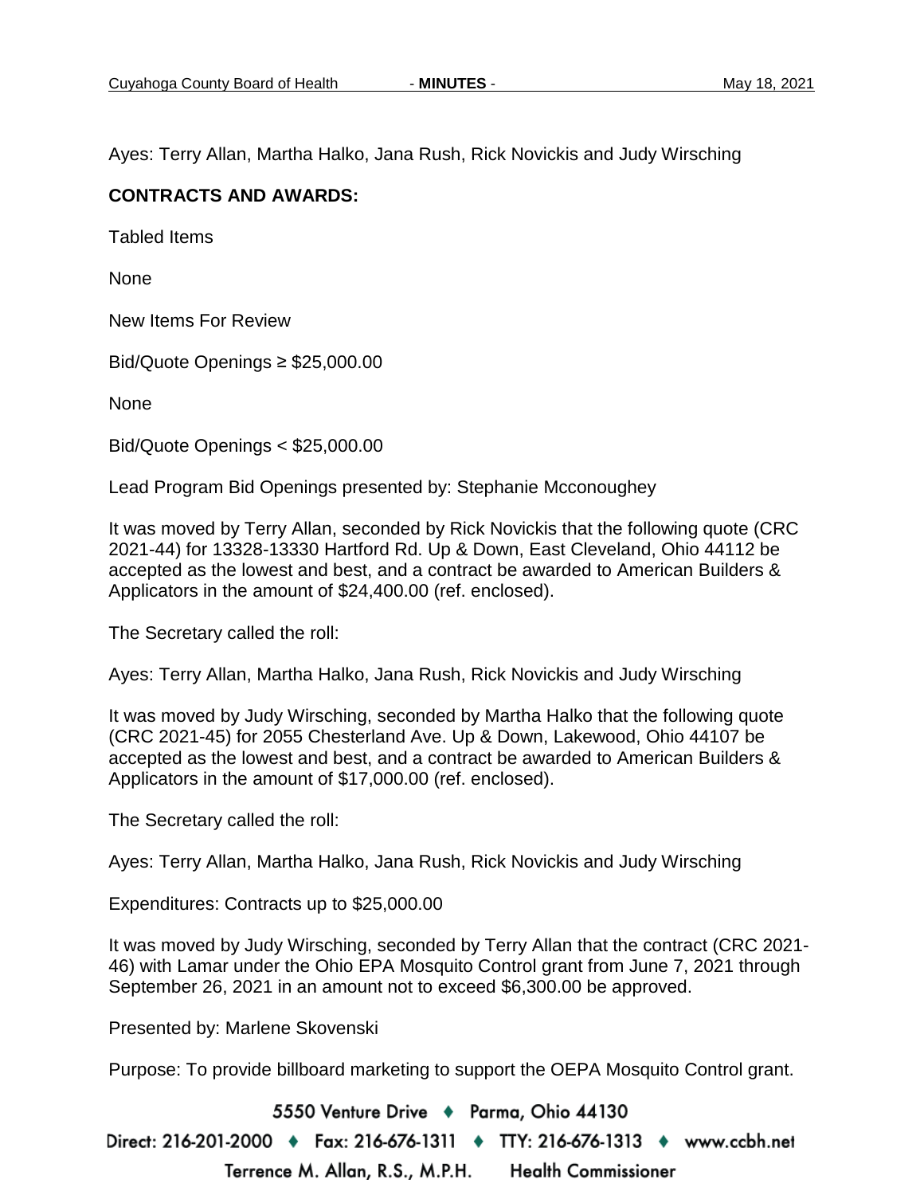Ayes: Terry Allan, Martha Halko, Jana Rush, Rick Novickis and Judy Wirsching

**CONTRACTS AND AWARDS:**

Tabled Items

None

New Items For Review

Bid/Quote Openings ≥ $25,000.00

None

Bid/Quote Openings < $25,000.00

Lead Program Bid Openings presented by: Stephanie Mcconoughey

It was moved by Terry Allan, seconded by Rick Novickis that the following quote (CRC 2021-44) for 13328-13330 Hartford Rd. Up & Down, East Cleveland, Ohio 44112 be accepted as the lowest and best, and a contract be awarded to American Builders & Applicators in the amount of $24,400.00 (ref. enclosed).

The Secretary called the roll:

Ayes: Terry Allan, Martha Halko, Jana Rush, Rick Novickis and Judy Wirsching

It was moved by Judy Wirsching, seconded by Martha Halko that the following quote (CRC 2021-45) for 2055 Chesterland Ave. Up & Down, Lakewood, Ohio 44107 be accepted as the lowest and best, and a contract be awarded to American Builders & Applicators in the amount of $17,000.00 (ref. enclosed).

The Secretary called the roll:

Ayes: Terry Allan, Martha Halko, Jana Rush, Rick Novickis and Judy Wirsching

Expenditures: Contracts up to $25,000.00

It was moved by Judy Wirsching, seconded by Terry Allan that the contract (CRC 2021-46) with Lamar under the Ohio EPA Mosquito Control grant from June 7, 2021 through September 26, 2021 in an amount not to exceed $6,300.00 be approved.

Presented by: Marlene Skovenski

Purpose: To provide billboard marketing to support the OEPA Mosquito Control grant.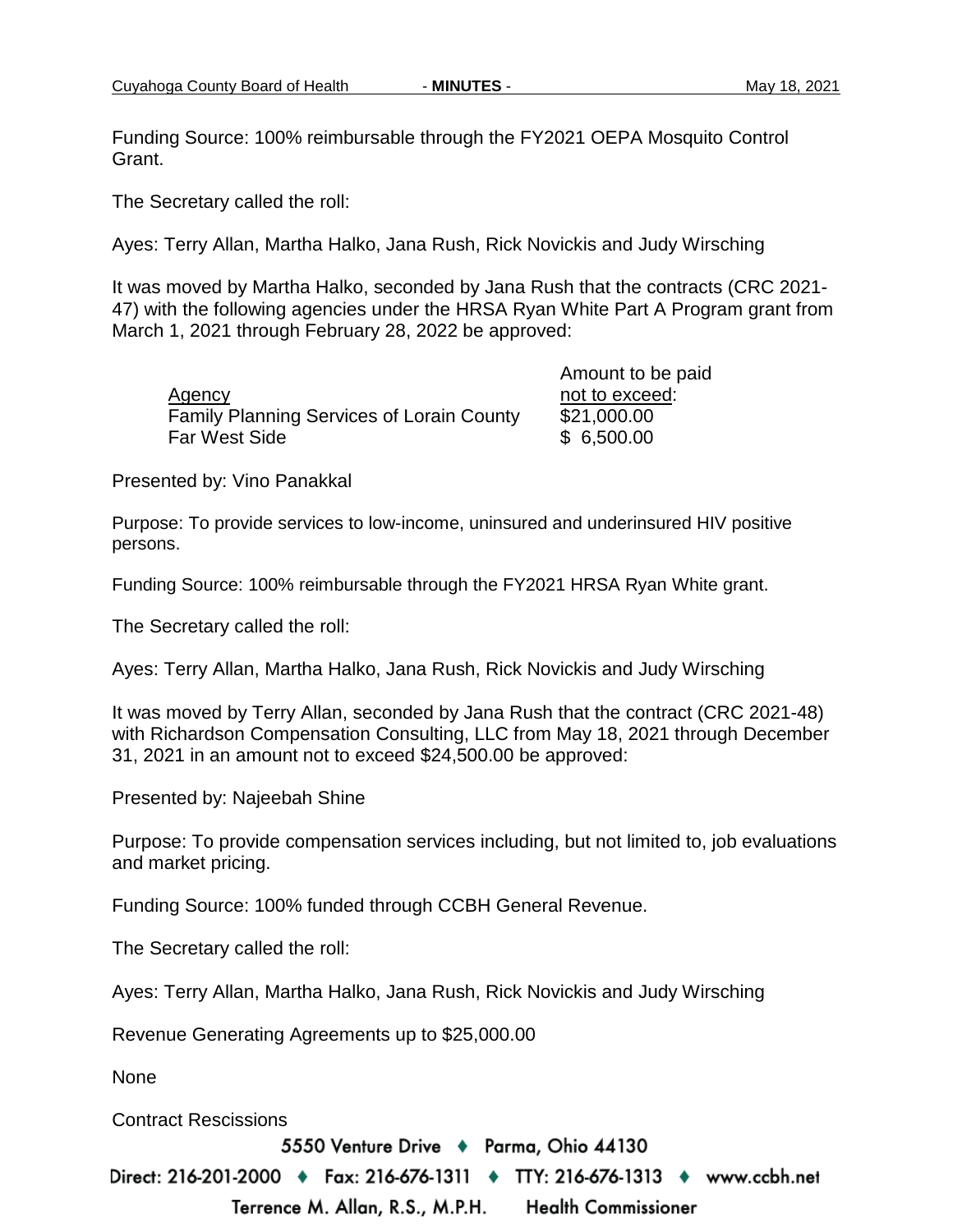Funding Source: 100% reimbursable through the FY2021 OEPA Mosquito Control Grant.

The Secretary called the roll:

Ayes: Terry Allan, Martha Halko, Jana Rush, Rick Novickis and Judy Wirsching

It was moved by Martha Halko, seconded by Jana Rush that the contracts (CRC 2021-47) with the following agencies under the HRSA Ryan White Part A Program grant from March 1, 2021 through February 28, 2022 be approved:

| Agency | Amount to be paid not to exceed: |
|---|---|
| Family Planning Services of Lorain County | $21,000.00 |
| Far West Side | $ 6,500.00 |

Presented by: Vino Panakkal

Purpose: To provide services to low-income, uninsured and underinsured HIV positive persons.

Funding Source: 100% reimbursable through the FY2021 HRSA Ryan White grant.

The Secretary called the roll:

Ayes: Terry Allan, Martha Halko, Jana Rush, Rick Novickis and Judy Wirsching

It was moved by Terry Allan, seconded by Jana Rush that the contract (CRC 2021-48) with Richardson Compensation Consulting, LLC from May 18, 2021 through December 31, 2021 in an amount not to exceed $24,500.00 be approved:

Presented by: Najeebah Shine

Purpose: To provide compensation services including, but not limited to, job evaluations and market pricing.

Funding Source: 100% funded through CCBH General Revenue.

The Secretary called the roll:

Ayes: Terry Allan, Martha Halko, Jana Rush, Rick Novickis and Judy Wirsching

Revenue Generating Agreements up to $25,000.00

None

Contract Rescissions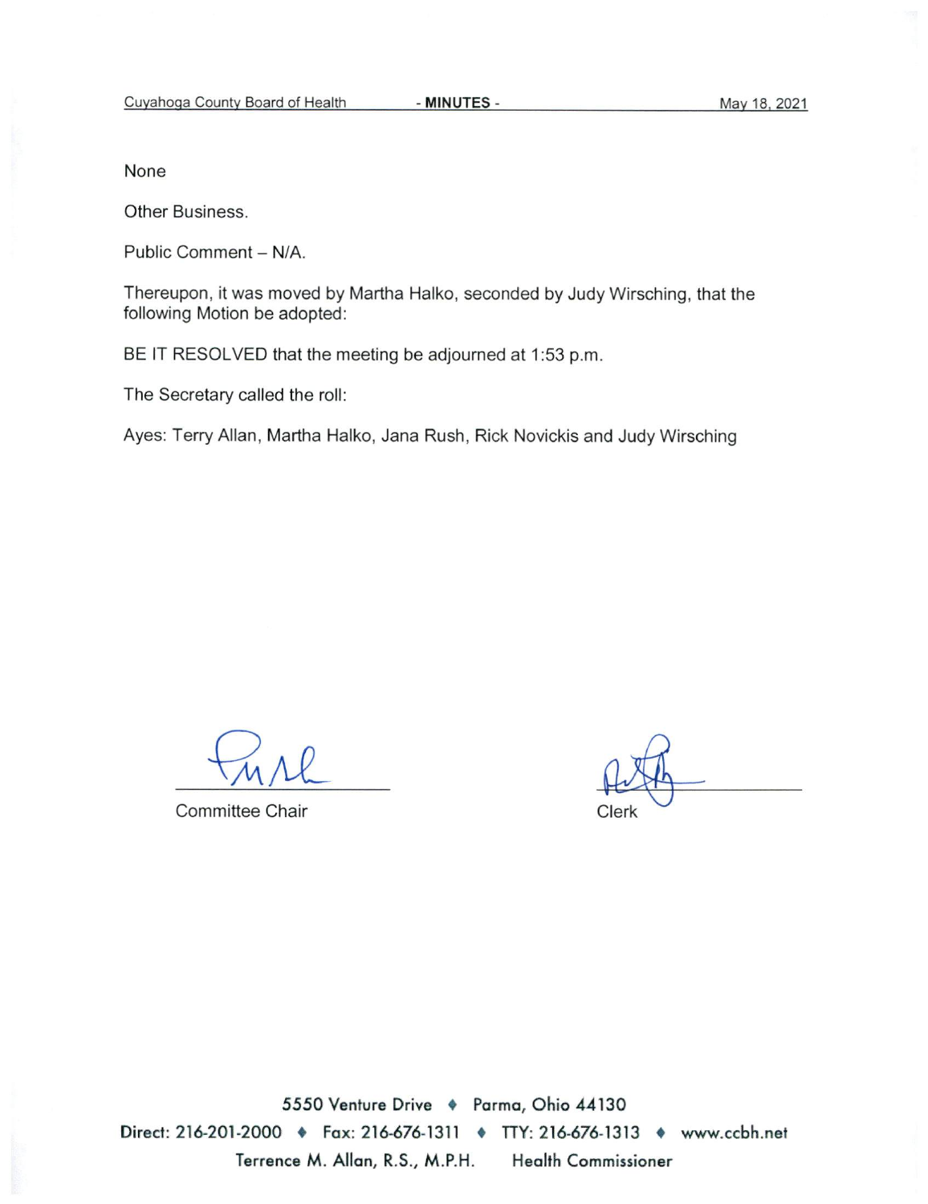None

Other Business.

Public Comment – N/A.

Thereupon, it was moved by Martha Halko, seconded by Judy Wirsching, that the following Motion be adopted:

BE IT RESOLVED that the meeting be adjourned at 1:53 p.m.

The Secretary called the roll:

Ayes: Terry Allan, Martha Halko, Jana Rush, Rick Novickis and Judy Wirsching

Committee Chair

Clerk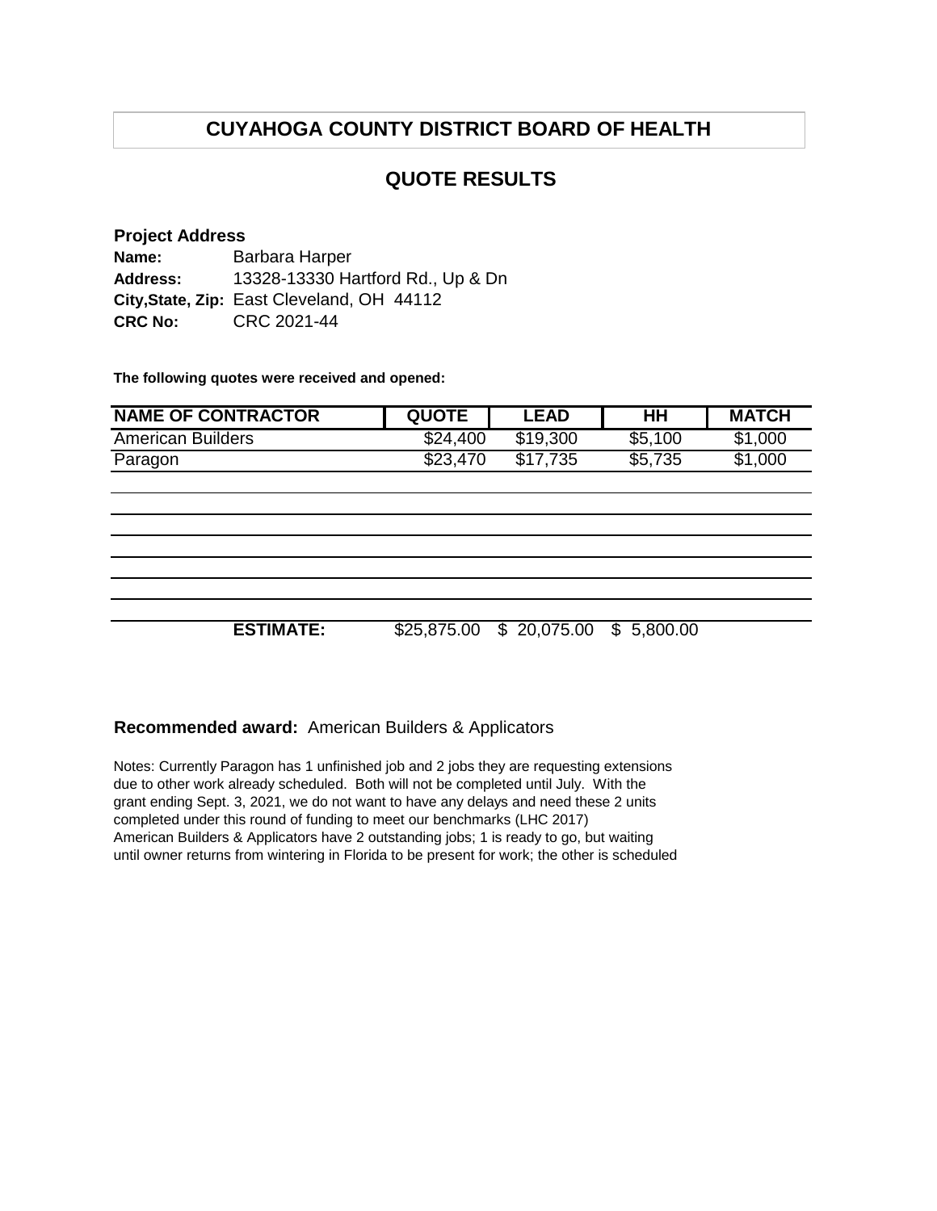# CUYAHOGA COUNTY DISTRICT BOARD OF HEALTH

## QUOTE RESULTS

**Project Address**

**Name:** Barbara Harper
**Address:** 13328-13330 Hartford Rd., Up & Dn
**City,State, Zip:** East Cleveland, OH 44112
**CRC No:** CRC 2021-44

**The following quotes were received and opened:**

| NAME OF CONTRACTOR | QUOTE | LEAD | HH | MATCH |
|---|---|---|---|---|
| American Builders | $24,400 | $19,300 | $5,100 | $1,000 |
| Paragon | $23,470 | $17,735 | $5,735 | $1,000 |
| | | | | |
| | | | | |
| | | | | |
| | | | | |
| | | | | |
| | | | | |
| **ESTIMATE:** | $25,875.00 | $ 20,075.00 | $ 5,800.00 | |

**Recommended award:** American Builders & Applicators

Notes: Currently Paragon has 1 unfinished job and 2 jobs they are requesting extensions due to other work already scheduled. Both will not be completed until July. With the grant ending Sept. 3, 2021, we do not want to have any delays and need these 2 units completed under this round of funding to meet our benchmarks (LHC 2017)
American Builders & Applicators have 2 outstanding jobs; 1 is ready to go, but waiting until owner returns from wintering in Florida to be present for work; the other is scheduled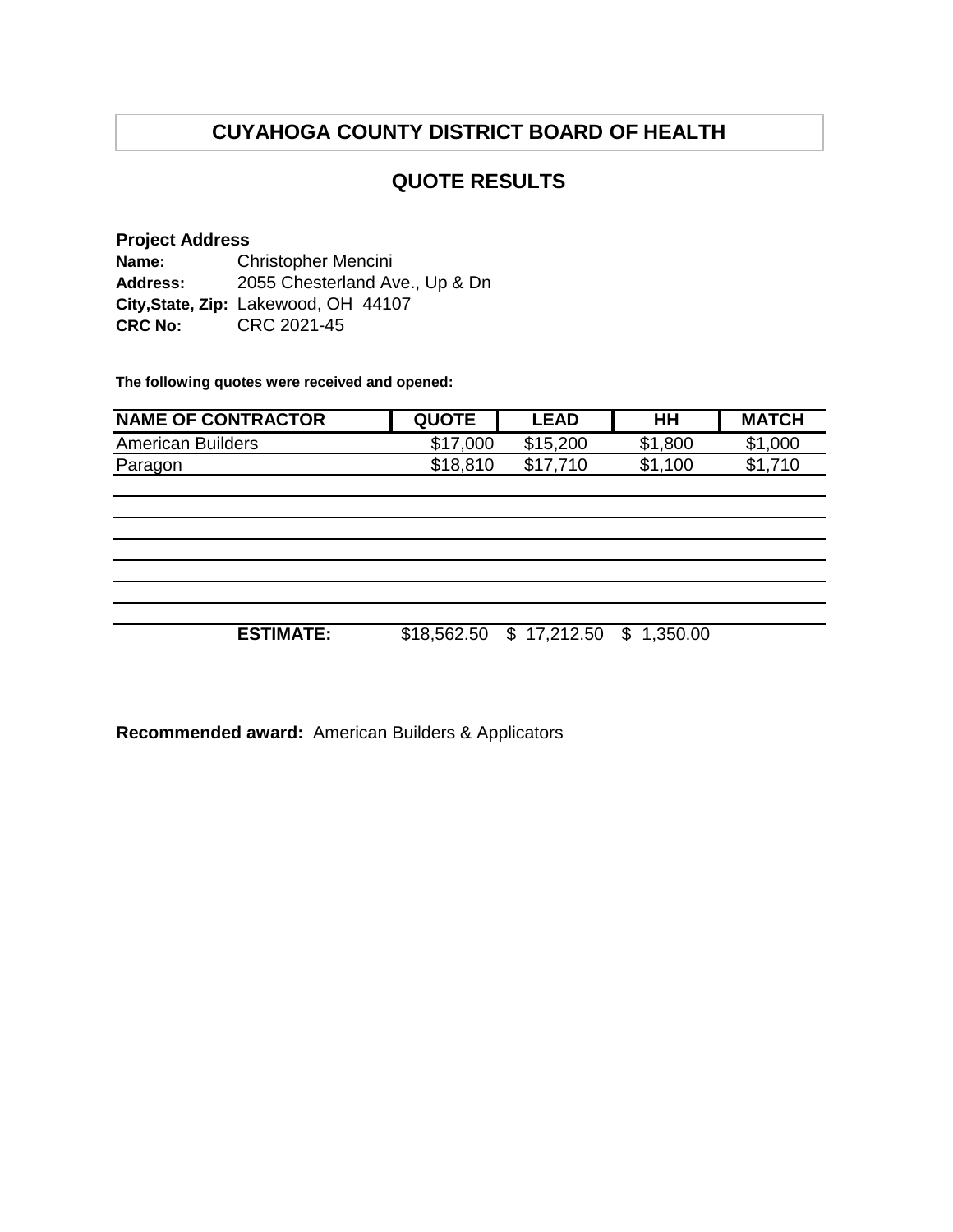# CUYAHOGA COUNTY DISTRICT BOARD OF HEALTH

## QUOTE RESULTS

**Project Address**
**Name:** Christopher Mencini
**Address:** 2055 Chesterland Ave., Up & Dn
**City,State, Zip:** Lakewood, OH 44107
**CRC No:** CRC 2021-45

**The following quotes were received and opened:**

| NAME OF CONTRACTOR | QUOTE | LEAD | HH | MATCH |
|---|---|---|---|---|
| American Builders | $17,000 | $15,200 | $1,800 | $1,000 |
| Paragon | $18,810 | $17,710 | $1,100 | $1,710 |
| | | | | |
| | | | | |
| | | | | |
| | | | | |
| | | | | |
| | | | | |
| **ESTIMATE:** | $18,562.50 | $ 17,212.50 | $ 1,350.00 | |

**Recommended award:** American Builders & Applicators